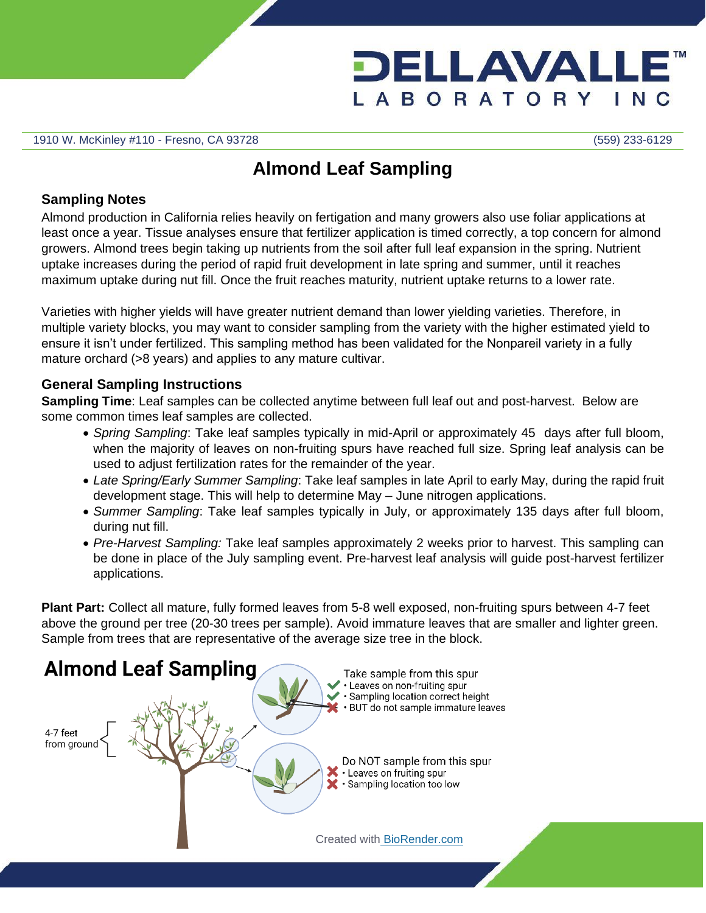DELLAVALLE™ LABORATORY INC

1910 W. McKinley #110 - Fresno, CA 93728 (559) 233-6129

# Almond Leaf Sampling

## Sampling Notes

Almond production in California relies heavily on fertigation and many growers also use foliar applications at least once a year. Tissue analyses ensure that fertilizer application is timed correctly, a top concern for almond growers. Almond trees begin taking up nutrients from the soil after full leaf expansion in the spring. Nutrient uptake increases during the period of rapid fruit development in late spring and summer, until it reaches maximum uptake during nut fill. Once the fruit reaches maturity, nutrient uptake returns to a lower rate.

Varieties with higher yields will have greater nutrient demand than lower yielding varieties. Therefore, in multiple variety blocks, you may want to consider sampling from the variety with the higher estimated yield to ensure it isn't under fertilized. This sampling method has been validated for the Nonpareil variety in a fully mature orchard (>8 years) and applies to any mature cultivar.

## General Sampling Instructions

**Sampling Time**: Leaf samples can be collected anytime between full leaf out and post-harvest. Below are some common times leaf samples are collected.

- *Spring Sampling*: Take leaf samples typically in mid-April or approximately 45 days after full bloom, when the majority of leaves on non-fruiting spurs have reached full size. Spring leaf analysis can be used to adjust fertilization rates for the remainder of the year.
- *Late Spring/Early Summer Sampling*: Take leaf samples in late April to early May, during the rapid fruit development stage. This will help to determine May – June nitrogen applications.
- *Summer Sampling*: Take leaf samples typically in July, or approximately 135 days after full bloom, during nut fill.
- *Pre-Harvest Sampling:* Take leaf samples approximately 2 weeks prior to harvest. This sampling can be done in place of the July sampling event. Pre-harvest leaf analysis will guide post-harvest fertilizer applications.

**Plant Part:** Collect all mature, fully formed leaves from 5-8 well exposed, non-fruiting spurs between 4-7 feet above the ground per tree (20-30 trees per sample). Avoid immature leaves that are smaller and lighter green. Sample from trees that are representative of the average size tree in the block.

**Almond Leaf Sampling**

4-7 feet from ground

Take sample from this spur
- ✔ Leaves on non-fruiting spur
- ✔ Sampling location correct height
- ✘ BUT do not sample immature leaves

Do NOT sample from this spur
- ✘ Leaves on fruiting spur
- ✘ Sampling location too low

Created with BioRender.com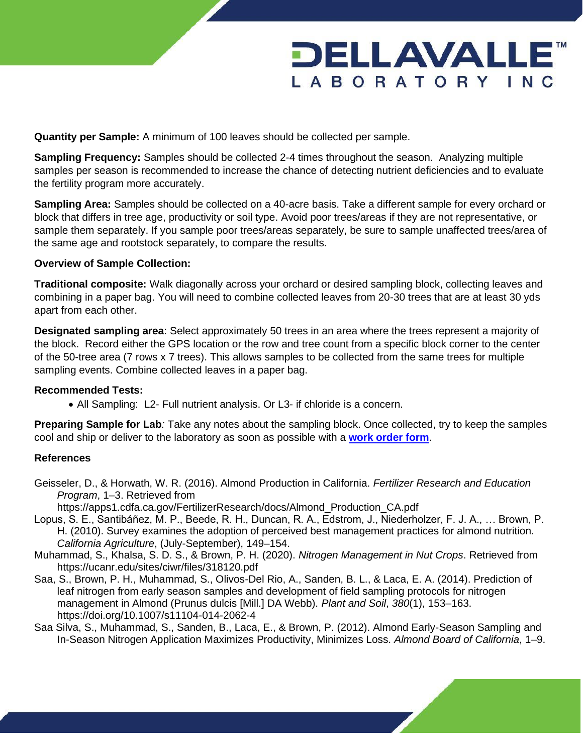**Quantity per Sample:** A minimum of 100 leaves should be collected per sample.

**Sampling Frequency:** Samples should be collected 2-4 times throughout the season. Analyzing multiple samples per season is recommended to increase the chance of detecting nutrient deficiencies and to evaluate the fertility program more accurately.

**Sampling Area:** Samples should be collected on a 40-acre basis. Take a different sample for every orchard or block that differs in tree age, productivity or soil type. Avoid poor trees/areas if they are not representative, or sample them separately. If you sample poor trees/areas separately, be sure to sample unaffected trees/area of the same age and rootstock separately, to compare the results.

**Overview of Sample Collection:**

**Traditional composite:** Walk diagonally across your orchard or desired sampling block, collecting leaves and combining in a paper bag. You will need to combine collected leaves from 20-30 trees that are at least 30 yds apart from each other.

**Designated sampling area**: Select approximately 50 trees in an area where the trees represent a majority of the block. Record either the GPS location or the row and tree count from a specific block corner to the center of the 50-tree area (7 rows x 7 trees). This allows samples to be collected from the same trees for multiple sampling events. Combine collected leaves in a paper bag.

**Recommended Tests:**

- All Sampling: L2- Full nutrient analysis. Or L3- if chloride is a concern.

**Preparing Sample for Lab***:* Take any notes about the sampling block. Once collected, try to keep the samples cool and ship or deliver to the laboratory as soon as possible with a **work order form**.

**References**

Geisseler, D., & Horwath, W. R. (2016). Almond Production in California. *Fertilizer Research and Education Program*, 1–3. Retrieved from https://apps1.cdfa.ca.gov/FertilizerResearch/docs/Almond_Production_CA.pdf

Lopus, S. E., Santibáñez, M. P., Beede, R. H., Duncan, R. A., Edstrom, J., Niederholzer, F. J. A., … Brown, P. H. (2010). Survey examines the adoption of perceived best management practices for almond nutrition. *California Agriculture*, (July-September), 149–154.

Muhammad, S., Khalsa, S. D. S., & Brown, P. H. (2020). *Nitrogen Management in Nut Crops*. Retrieved from https://ucanr.edu/sites/ciwr/files/318120.pdf

Saa, S., Brown, P. H., Muhammad, S., Olivos-Del Rio, A., Sanden, B. L., & Laca, E. A. (2014). Prediction of leaf nitrogen from early season samples and development of field sampling protocols for nitrogen management in Almond (Prunus dulcis [Mill.] DA Webb). *Plant and Soil*, *380*(1), 153–163. https://doi.org/10.1007/s11104-014-2062-4

Saa Silva, S., Muhammad, S., Sanden, B., Laca, E., & Brown, P. (2012). Almond Early-Season Sampling and In-Season Nitrogen Application Maximizes Productivity, Minimizes Loss. *Almond Board of California*, 1–9.